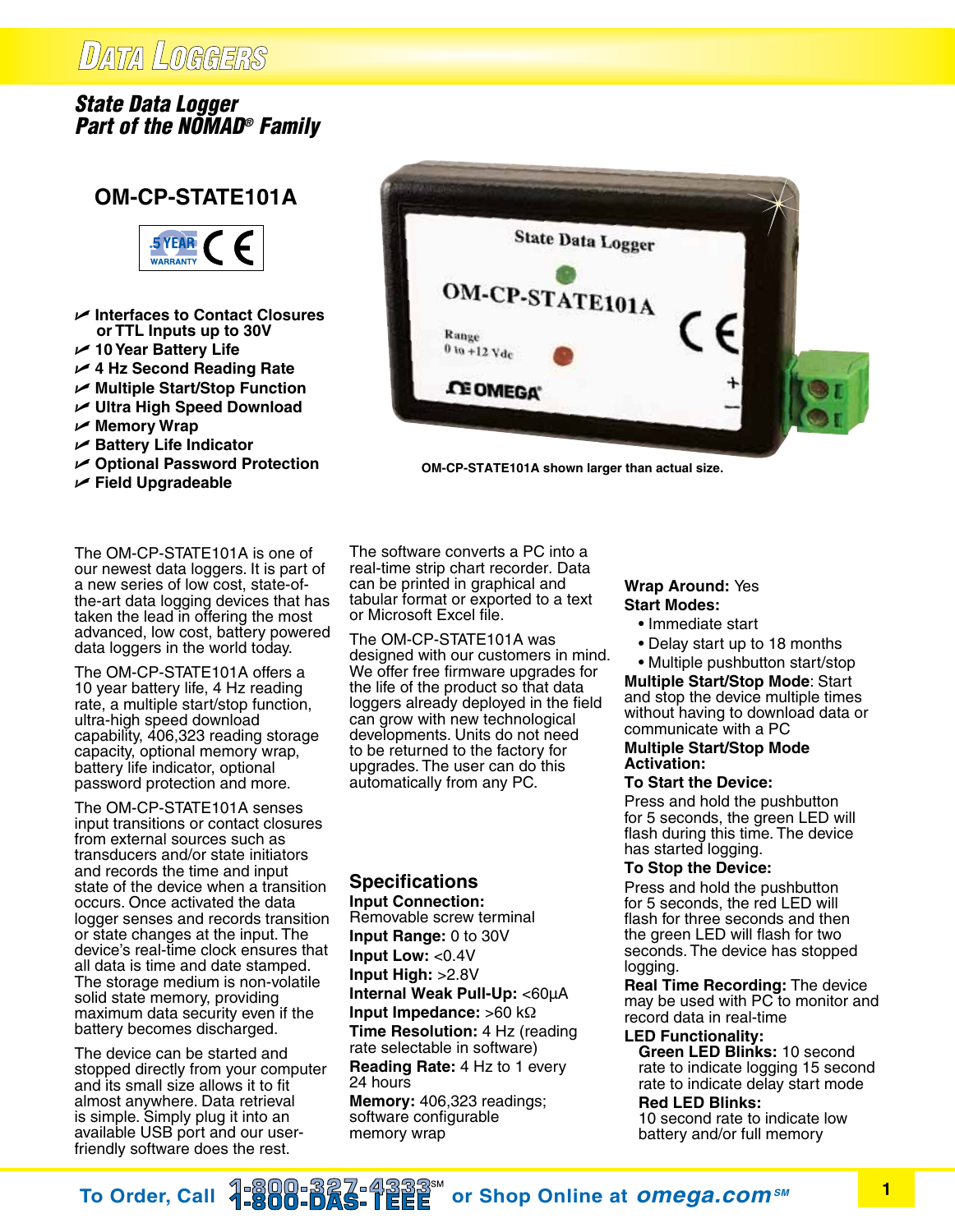# Data Loggers

## *State Data Logger Part of the NOMAD® Family*

### OM-CP-STATE101A

5 YEAR WARRANTY CE

- Interfaces to Contact Closures or TTL Inputs up to 30V
- 10 Year Battery Life
- 4 Hz Second Reading Rate
- Multiple Start/Stop Function
- Ultra High Speed Download
- Memory Wrap
- Battery Life Indicator
- Optional Password Protection
- Field Upgradeable

OM-CP-STATE101A shown larger than actual size.

The OM-CP-STATE101A is one of our newest data loggers. It is part of a new series of low cost, state-of-the-art data logging devices that has taken the lead in offering the most advanced, low cost, battery powered data loggers in the world today.

The OM-CP-STATE101A offers a 10 year battery life, 4 Hz reading rate, a multiple start/stop function, ultra-high speed download capability, 406,323 reading storage capacity, optional memory wrap, battery life indicator, optional password protection and more.

The OM-CP-STATE101A senses input transitions or contact closures from external sources such as transducers and/or state initiators and records the time and input state of the device when a transition occurs. Once activated the data logger senses and records transition or state changes at the input. The device's real-time clock ensures that all data is time and date stamped. The storage medium is non-volatile solid state memory, providing maximum data security even if the battery becomes discharged.

The device can be started and stopped directly from your computer and its small size allows it to fit almost anywhere. Data retrieval is simple. Simply plug it into an available USB port and our user-friendly software does the rest.

The software converts a PC into a real-time strip chart recorder. Data can be printed in graphical and tabular format or exported to a text or Microsoft Excel file.

The OM-CP-STATE101A was designed with our customers in mind. We offer free firmware upgrades for the life of the product so that data loggers already deployed in the field can grow with new technological developments. Units do not need to be returned to the factory for upgrades. The user can do this automatically from any PC.

## Specifications

**Input Connection:** Removable screw terminal
**Input Range:** 0 to 30V
**Input Low:** <0.4V
**Input High:** >2.8V
**Internal Weak Pull-Up:** <60µA
**Input Impedance:** >60 kΩ
**Time Resolution:** 4 Hz (reading rate selectable in software)
**Reading Rate:** 4 Hz to 1 every 24 hours
**Memory:** 406,323 readings; software configurable memory wrap
**Wrap Around:** Yes
**Start Modes:**
- Immediate start
- Delay start up to 18 months
- Multiple pushbutton start/stop

**Multiple Start/Stop Mode**: Start and stop the device multiple times without having to download data or communicate with a PC

**Multiple Start/Stop Mode Activation:**

**To Start the Device:**
Press and hold the pushbutton for 5 seconds, the green LED will flash during this time. The device has started logging.

**To Stop the Device:**
Press and hold the pushbutton for 5 seconds, the red LED will flash for three seconds and then the green LED will flash for two seconds. The device has stopped logging.

**Real Time Recording:** The device may be used with PC to monitor and record data in real-time

**LED Functionality:**
- **Green LED Blinks:** 10 second rate to indicate logging 15 second rate to indicate delay start mode
- **Red LED Blinks:** 10 second rate to indicate low battery and/or full memory

To Order, Call 1-800-827-4333[SM] 1-800-DAS-IEEE or Shop Online at omega.com[SM]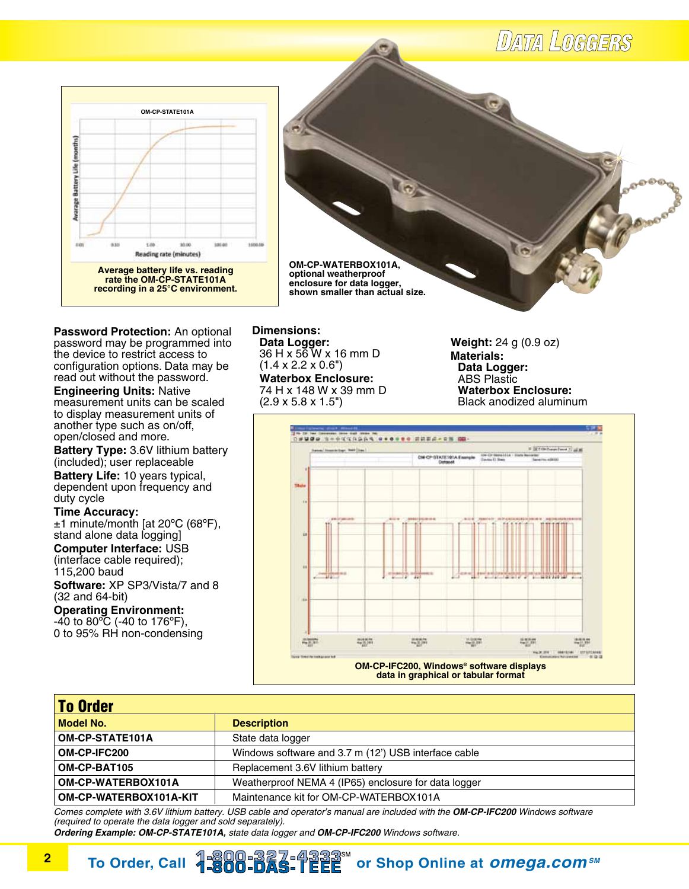OM-CP-STATE101A

Average Battery Life (months)

0.01 0.10 1.00 10.00 100.00 1000.00

Reading rate (minutes)

Average battery life vs. reading rate the OM-CP-STATE101A recording in a 25°C environment.

OM-CP-WATERBOX101A, optional weatherproof enclosure for data logger, shown smaller than actual size.

**Password Protection:** An optional password may be programmed into the device to restrict access to configuration options. Data may be read out without the password.

**Engineering Units:** Native measurement units can be scaled to display measurement units of another type such as on/off, open/closed and more.

**Battery Type:** 3.6V lithium battery (included); user replaceable

**Battery Life:** 10 years typical, dependent upon frequency and duty cycle

**Time Accuracy:** ±1 minute/month [at 20°C (68°F), stand alone data logging]

**Computer Interface:** USB (interface cable required); 115,200 baud

**Software:** XP SP3/Vista/7 and 8 (32 and 64-bit)

**Operating Environment:** -40 to 80°C (-40 to 176°F), 0 to 95% RH non-condensing

**Dimensions:**
**Data Logger:** 36 H x 56 W x 16 mm D (1.4 x 2.2 x 0.6")
**Waterbox Enclosure:** 74 H x 148 W x 39 mm D (2.9 x 5.8 x 1.5")

**Weight:** 24 g (0.9 oz)

**Materials:**
**Data Logger:** ABS Plastic
**Waterbox Enclosure:** Black anodized aluminum

OM-CP-IFC200, Windows® software displays data in graphical or tabular format

## To Order

| Model No. | Description |
|---|---|
| **OM-CP-STATE101A** | State data logger |
| **OM-CP-IFC200** | Windows software and 3.7 m (12') USB interface cable |
| **OM-CP-BAT105** | Replacement 3.6V lithium battery |
| **OM-CP-WATERBOX101A** | Weatherproof NEMA 4 (IP65) enclosure for data logger |
| **OM-CP-WATERBOX101A-KIT** | Maintenance kit for OM-CP-WATERBOX101A |

*Comes complete with 3.6V lithium battery. USB cable and operator's manual are included with the* ***OM-CP-IFC200*** *Windows software (required to operate the data logger and sold separately).*

***Ordering Example: OM-CP-STATE101A,*** *state data logger and* ***OM-CP-IFC200*** *Windows software.*